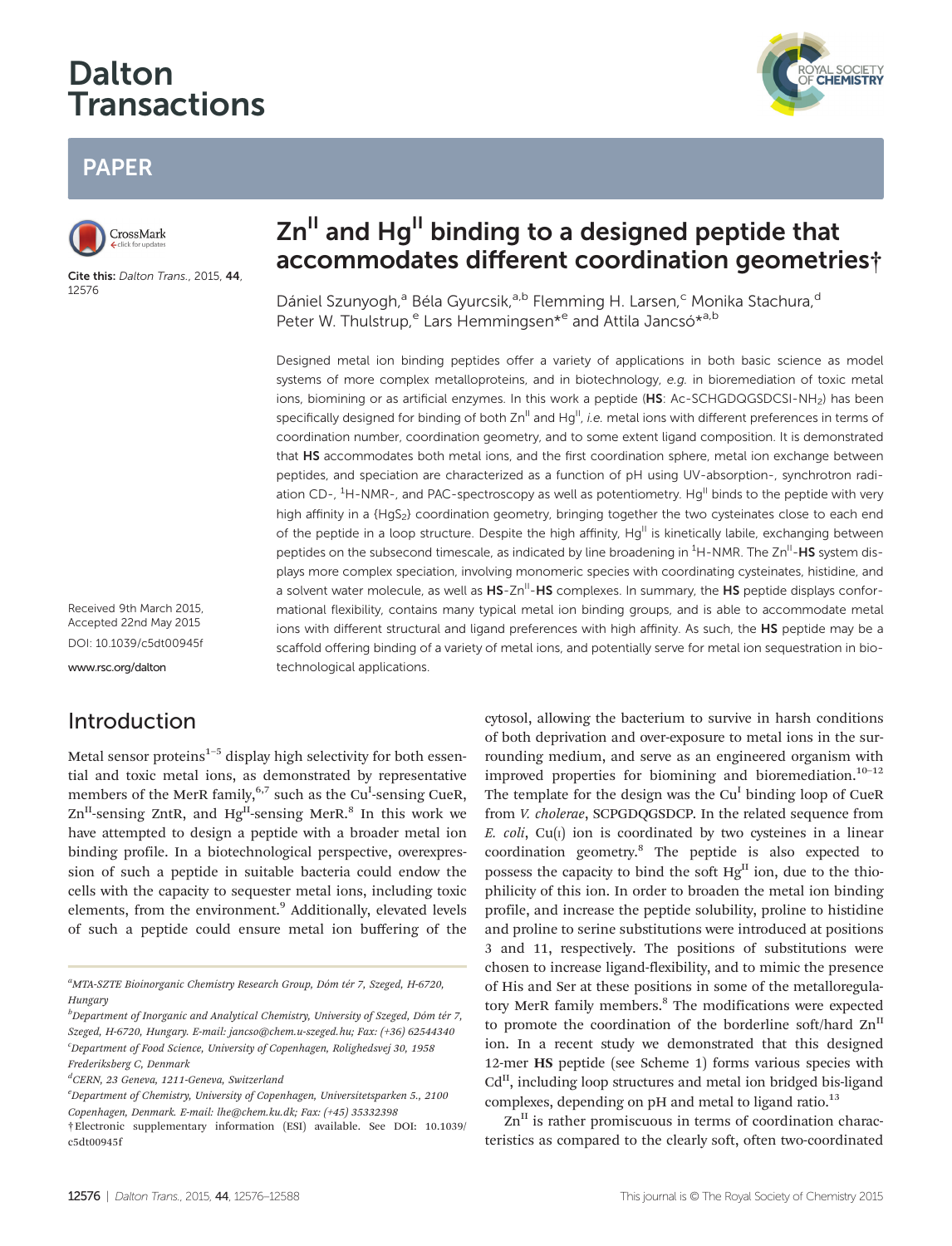# Zn$^{II}$ and Hg$^{II}$ binding to a designed peptide that accommodates different coordination geometries†

Cite this: *Dalton Trans.*, 2015, **44**, 12576

Dániel Szunyogh,[a] Béla Gyurcsik,[a,b] Flemming H. Larsen,[c] Monika Stachura,[d] Peter W. Thulstrup,[e] Lars Hemmingsen*[e] and Attila Jancsó*[a,b]

Received 9th March 2015, Accepted 22nd May 2015

DOI: 10.1039/c5dt00945f

www.rsc.org/dalton

Designed metal ion binding peptides offer a variety of applications in both basic science as model systems of more complex metalloproteins, and in biotechnology, *e.g.* in bioremediation of toxic metal ions, biomining or as artificial enzymes. In this work a peptide (**HS**: Ac-SCHGDQGSDCSI-$NH_2$) has been specifically designed for binding of both Zn$^{II}$ and Hg$^{II}$, *i.e.* metal ions with different preferences in terms of coordination number, coordination geometry, and to some extent ligand composition. It is demonstrated that **HS** accommodates both metal ions, and the first coordination sphere, metal ion exchange between peptides, and speciation are characterized as a function of pH using UV-absorption-, synchrotron radiation CD-, $^1$H-NMR-, and PAC-spectroscopy as well as potentiometry. Hg$^{II}$ binds to the peptide with very high affinity in a {$HgS_2$} coordination geometry, bringing together the two cysteinates close to each end of the peptide in a loop structure. Despite the high affinity, Hg$^{II}$ is kinetically labile, exchanging between peptides on the subsecond timescale, as indicated by line broadening in $^1$H-NMR. The Zn$^{II}$-**HS** system displays more complex speciation, involving monomeric species with coordinating cysteinates, histidine, and a solvent water molecule, as well as **HS**-Zn$^{II}$-**HS** complexes. In summary, the **HS** peptide displays conformational flexibility, contains many typical metal ion binding groups, and is able to accommodate metal ions with different structural and ligand preferences with high affinity. As such, the **HS** peptide may be a scaffold offering binding of a variety of metal ions, and potentially serve for metal ion sequestration in biotechnological applications.

## Introduction

Metal sensor proteins[1–5] display high selectivity for both essential and toxic metal ions, as demonstrated by representative members of the MerR family,[6,7] such as the Cu$^{I}$-sensing CueR, Zn$^{II}$-sensing ZntR, and Hg$^{II}$-sensing MerR.[8] In this work we have attempted to design a peptide with a broader metal ion binding profile. In a biotechnological perspective, overexpression of such a peptide in suitable bacteria could endow the cells with the capacity to sequester metal ions, including toxic elements, from the environment.[9] Additionally, elevated levels of such a peptide could ensure metal ion buffering of the cytosol, allowing the bacterium to survive in harsh conditions of both deprivation and over-exposure to metal ions in the surrounding medium, and serve as an engineered organism with improved properties for biomining and bioremediation.[10–12] The template for the design was the Cu$^{I}$ binding loop of CueR from *V. cholerae*, SCPGDQGSDCP. In the related sequence from *E. coli*, Cu(I) ion is coordinated by two cysteines in a linear coordination geometry.[8] The peptide is also expected to possess the capacity to bind the soft Hg$^{II}$ ion, due to the thiophilicity of this ion. In order to broaden the metal ion binding profile, and increase the peptide solubility, proline to histidine and proline to serine substitutions were introduced at positions 3 and 11, respectively. The positions of substitutions were chosen to increase ligand-flexibility, and to mimic the presence of His and Ser at these positions in some of the metalloregulatory MerR family members.[8] The modifications were expected to promote the coordination of the borderline soft/hard Zn$^{II}$ ion. In a recent study we demonstrated that this designed 12-mer **HS** peptide (see Scheme 1) forms various species with Cd$^{II}$, including loop structures and metal ion bridged bis-ligand complexes, depending on pH and metal to ligand ratio.[13]

Zn$^{II}$ is rather promiscuous in terms of coordination characteristics as compared to the clearly soft, often two-coordinated

---

[a] MTA-SZTE Bioinorganic Chemistry Research Group, Dóm tér 7, Szeged, H-6720, Hungary

[b] Department of Inorganic and Analytical Chemistry, University of Szeged, Dóm tér 7, Szeged, H-6720, Hungary. E-mail: jancso@chem.u-szeged.hu; Fax: (+36) 62544340

[c] Department of Food Science, University of Copenhagen, Rolighedsvej 30, 1958 Frederiksberg C, Denmark

[d] CERN, 23 Geneva, 1211-Geneva, Switzerland

[e] Department of Chemistry, University of Copenhagen, Universitetsparken 5., 2100 Copenhagen, Denmark. E-mail: lhe@chem.ku.dk; Fax: (+45) 35332398

† Electronic supplementary information (ESI) available. See DOI: 10.1039/c5dt00945f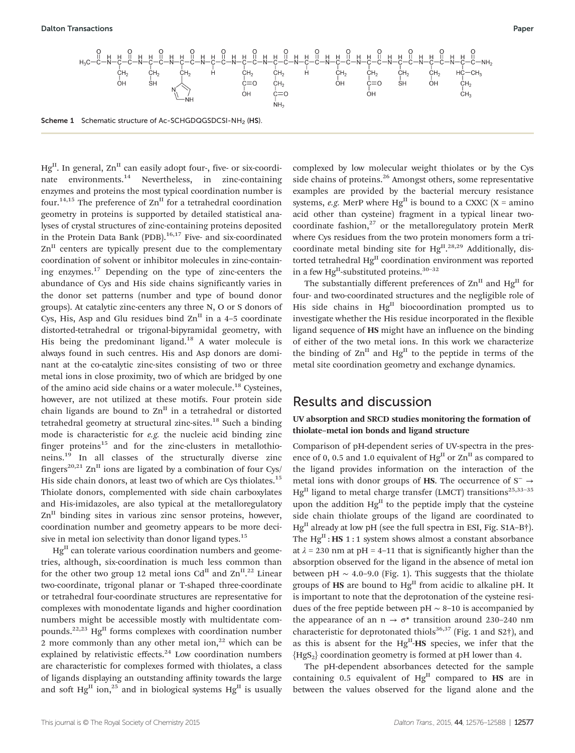Scheme 1 Schematic structure of Ac-SCHGDQGSDCSI-NH$_2$ (**HS**).

Hg$^{II}$. In general, Zn$^{II}$ can easily adopt four-, five- or six-coordinate environments.[14] Nevertheless, in zinc-containing enzymes and proteins the most typical coordination number is four.[14,15] The preference of Zn$^{II}$ for a tetrahedral coordination geometry in proteins is supported by detailed statistical analyses of crystal structures of zinc-containing proteins deposited in the Protein Data Bank (PDB).[16,17] Five- and six-coordinated Zn$^{II}$ centers are typically present due to the complementary coordination of solvent or inhibitor molecules in zinc-containing enzymes.[17] Depending on the type of zinc-centers the abundance of Cys and His side chains significantly varies in the donor set patterns (number and type of bound donor groups). At catalytic zinc-centers any three N, O or S donors of Cys, His, Asp and Glu residues bind Zn$^{II}$ in a 4–5 coordinate distorted-tetrahedral or trigonal-bipyramidal geometry, with His being the predominant ligand.[18] A water molecule is always found in such centres. His and Asp donors are dominant at the co-catalytic zinc-sites consisting of two or three metal ions in close proximity, two of which are bridged by one of the amino acid side chains or a water molecule.[18] Cysteines, however, are not utilized at these motifs. Four protein side chain ligands are bound to Zn$^{II}$ in a tetrahedral or distorted tetrahedral geometry at structural zinc-sites.[18] Such a binding mode is characteristic for *e.g.* the nucleic acid binding zinc finger proteins[15] and for the zinc-clusters in metallothioneins.[19] In all classes of the structurally diverse zinc fingers[20,21] Zn$^{II}$ ions are ligated by a combination of four Cys/His side chain donors, at least two of which are Cys thiolates.[15] Thiolate donors, complemented with side chain carboxylates and His-imidazoles, are also typical at the metalloregulatory Zn$^{II}$ binding sites in various zinc sensor proteins, however, coordination number and geometry appears to be more decisive in metal ion selectivity than donor ligand types.[15]

Hg$^{II}$ can tolerate various coordination numbers and geometries, although, six-coordination is much less common than for the other two group 12 metal ions Cd$^{II}$ and Zn$^{II}$.[22] Linear two-coordinate, trigonal planar or T-shaped three-coordinate or tetrahedral four-coordinate structures are representative for complexes with monodentate ligands and higher coordination numbers might be accessible mostly with multidentate compounds.[22,23] Hg$^{II}$ forms complexes with coordination number 2 more commonly than any other metal ion,[22] which can be explained by relativistic effects.[24] Low coordination numbers are characteristic for complexes formed with thiolates, a class of ligands displaying an outstanding affinity towards the large and soft Hg$^{II}$ ion,[25] and in biological systems Hg$^{II}$ is usually complexed by low molecular weight thiolates or by the Cys side chains of proteins.[26] Amongst others, some representative examples are provided by the bacterial mercury resistance systems, *e.g.* MerP where Hg$^{II}$ is bound to a CXXC (X = amino acid other than cysteine) fragment in a typical linear two-coordinate fashion,[27] or the metalloregulatory protein MerR where Cys residues from the two protein monomers form a tricoordinate metal binding site for Hg$^{II}$.[28,29] Additionally, distorted tetrahedral Hg$^{II}$ coordination environment was reported in a few Hg$^{II}$-substituted proteins.[30–32]

The substantially different preferences of Zn$^{II}$ and Hg$^{II}$ for four- and two-coordinated structures and the negligible role of His side chains in Hg$^{II}$ biocoordination prompted us to investigate whether the His residue incorporated in the flexible ligand sequence of **HS** might have an influence on the binding of either of the two metal ions. In this work we characterize the binding of Zn$^{II}$ and Hg$^{II}$ to the peptide in terms of the metal site coordination geometry and exchange dynamics.

## Results and discussion

### UV absorption and SRCD studies monitoring the formation of thiolate–metal ion bonds and ligand structure

Comparison of pH-dependent series of UV-spectra in the presence of 0, 0.5 and 1.0 equivalent of Hg$^{II}$ or Zn$^{II}$ as compared to the ligand provides information on the interaction of the metal ions with donor groups of **HS**. The occurrence of $S^- \rightarrow$ Hg$^{II}$ ligand to metal charge transfer (LMCT) transitions[25,33–35] upon the addition Hg$^{II}$ to the peptide imply that the cysteine side chain thiolate groups of the ligand are coordinated to Hg$^{II}$ already at low pH (see the full spectra in ESI, Fig. S1A–B†). The Hg$^{II}$ : **HS** 1 : 1 system shows almost a constant absorbance at $\lambda$ = 230 nm at pH = 4–11 that is significantly higher than the absorption observed for the ligand in the absence of metal ion between pH ~ 4.0–9.0 (Fig. 1). This suggests that the thiolate groups of **HS** are bound to Hg$^{II}$ from acidic to alkaline pH. It is important to note that the deprotonation of the cysteine residues of the free peptide between pH ~ 8–10 is accompanied by the appearance of an n → σ* transition around 230–240 nm characteristic for deprotonated thiols[36,37] (Fig. 1 and S2†), and as this is absent for the Hg$^{II}$-**HS** species, we infer that the {HgS$_2$} coordination geometry is formed at pH lower than 4.

The pH-dependent absorbances detected for the sample containing 0.5 equivalent of Hg$^{II}$ compared to **HS** are in between the values observed for the ligand alone and the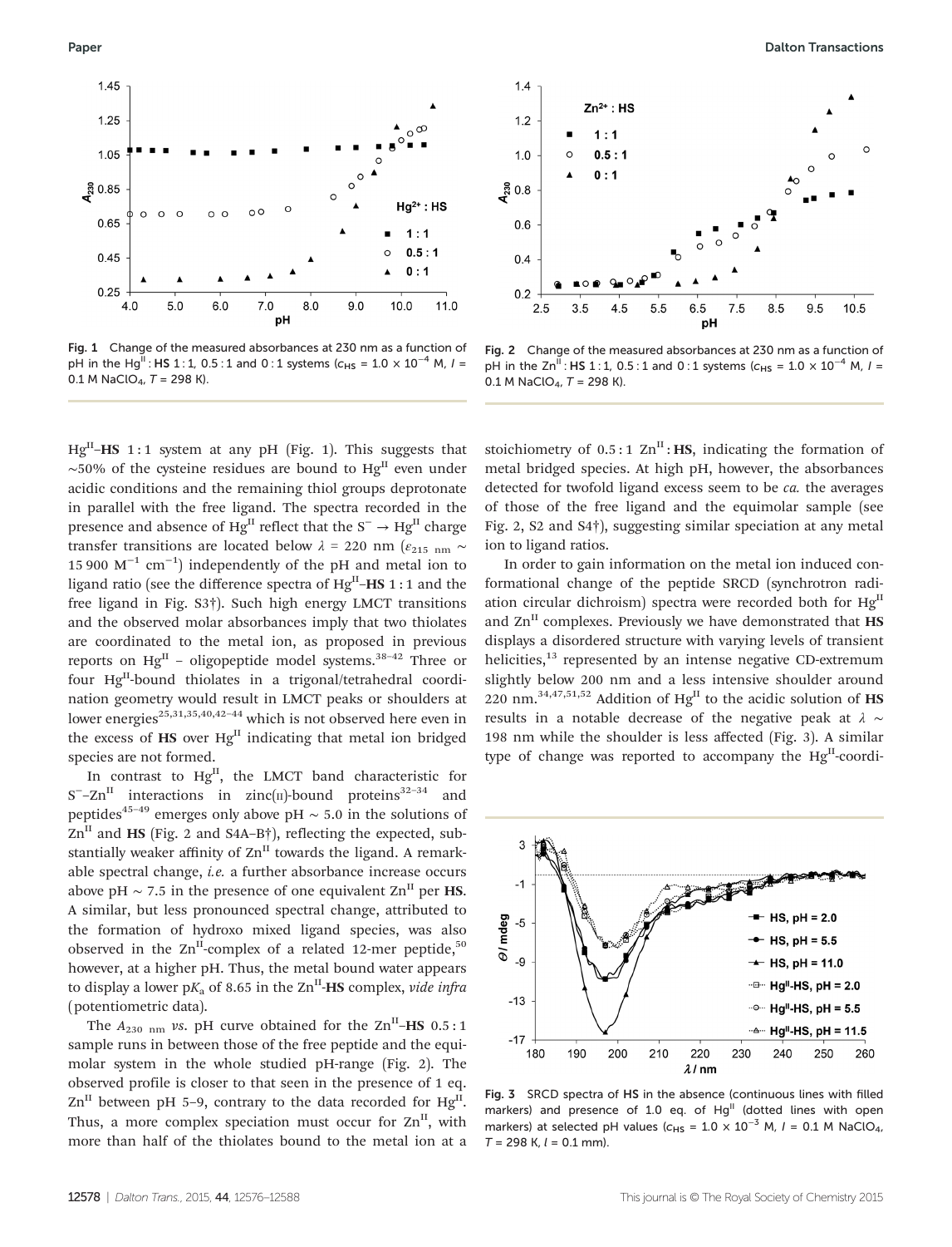Fig. 1 Change of the measured absorbances at 230 nm as a function of pH in the $Hg^{II}$ : **HS** 1 : 1, 0.5 : 1 and 0 : 1 systems ($c_{HS} = 1.0 \times 10^{-4}$ M, $I$ = 0.1 M $NaClO_4$, $T$ = 298 K).

Fig. 2 Change of the measured absorbances at 230 nm as a function of pH in the $Zn^{II}$ : **HS** 1 : 1, 0.5 : 1 and 0 : 1 systems ($c_{HS} = 1.0 \times 10^{-4}$ M, $I$ = 0.1 M $NaClO_4$, $T$ = 298 K).

$Hg^{II}$–**HS** 1 : 1 system at any pH (Fig. 1). This suggests that ~50% of the cysteine residues are bound to $Hg^{II}$ even under acidic conditions and the remaining thiol groups deprotonate in parallel with the free ligand. The spectra recorded in the presence and absence of $Hg^{II}$ reflect that the $S^- \rightarrow Hg^{II}$ charge transfer transitions are located below $\lambda$ = 220 nm ($\varepsilon_{215\ nm} \sim$ 15 900 $M^{-1}$ $cm^{-1}$) independently of the pH and metal ion to ligand ratio (see the difference spectra of $Hg^{II}$–**HS** 1 : 1 and the free ligand in Fig. S3†). Such high energy LMCT transitions and the observed molar absorbances imply that two thiolates are coordinated to the metal ion, as proposed in previous reports on $Hg^{II}$ – oligopeptide model systems.[38–42] Three or four $Hg^{II}$-bound thiolates in a trigonal/tetrahedral coordination geometry would result in LMCT peaks or shoulders at lower energies[25,31,35,40,42–44] which is not observed here even in the excess of **HS** over $Hg^{II}$ indicating that metal ion bridged species are not formed.

In contrast to $Hg^{II}$, the LMCT band characteristic for $S^-$–$Zn^{II}$ interactions in zinc(II)-bound proteins[32–34] and peptides[45–49] emerges only above pH ~ 5.0 in the solutions of $Zn^{II}$ and **HS** (Fig. 2 and S4A–B†), reflecting the expected, substantially weaker affinity of $Zn^{II}$ towards the ligand. A remarkable spectral change, *i.e.* a further absorbance increase occurs above pH ~ 7.5 in the presence of one equivalent $Zn^{II}$ per **HS**. A similar, but less pronounced spectral change, attributed to the formation of hydroxo mixed ligand species, was also observed in the $Zn^{II}$-complex of a related 12-mer peptide,[50] however, at a higher pH. Thus, the metal bound water appears to display a lower $pK_a$ of 8.65 in the $Zn^{II}$-**HS** complex, *vide infra* (potentiometric data).

The $A_{230\ nm}$ *vs.* pH curve obtained for the $Zn^{II}$–**HS** 0.5 : 1 sample runs in between those of the free peptide and the equimolar system in the whole studied pH-range (Fig. 2). The observed profile is closer to that seen in the presence of 1 eq. $Zn^{II}$ between pH 5–9, contrary to the data recorded for $Hg^{II}$. Thus, a more complex speciation must occur for $Zn^{II}$, with more than half of the thiolates bound to the metal ion at a stoichiometry of 0.5 : 1 $Zn^{II}$ : **HS**, indicating the formation of metal bridged species. At high pH, however, the absorbances detected for twofold ligand excess seem to be *ca.* the averages of those of the free ligand and the equimolar sample (see Fig. 2, S2 and S4†), suggesting similar speciation at any metal ion to ligand ratios.

In order to gain information on the metal ion induced conformational change of the peptide SRCD (synchrotron radiation circular dichroism) spectra were recorded both for $Hg^{II}$ and $Zn^{II}$ complexes. Previously we have demonstrated that **HS** displays a disordered structure with varying levels of transient helicities,[13] represented by an intense negative CD-extremum slightly below 200 nm and a less intensive shoulder around 220 nm.[34,47,51,52] Addition of $Hg^{II}$ to the acidic solution of **HS** results in a notable decrease of the negative peak at $\lambda$ ~ 198 nm while the shoulder is less affected (Fig. 3). A similar type of change was reported to accompany the $Hg^{II}$-coordi-

Fig. 3 SRCD spectra of **HS** in the absence (continuous lines with filled markers) and presence of 1.0 eq. of $Hg^{II}$ (dotted lines with open markers) at selected pH values ($c_{HS} = 1.0 \times 10^{-3}$ M, $I$ = 0.1 M $NaClO_4$, $T$ = 298 K, $l$ = 0.1 mm).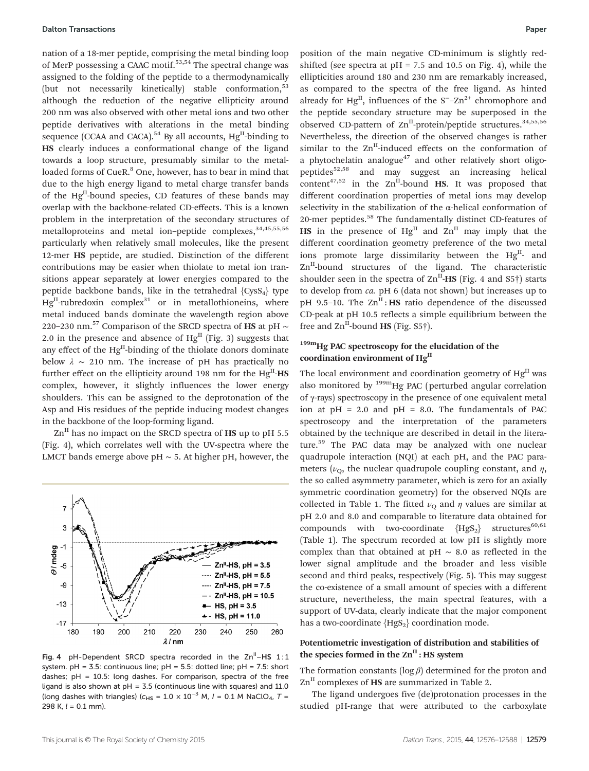nation of a 18-mer peptide, comprising the metal binding loop of MerP possessing a CAAC motif.[53,54] The spectral change was assigned to the folding of the peptide to a thermodynamically (but not necessarily kinetically) stable conformation,[53] although the reduction of the negative ellipticity around 200 nm was also observed with other metal ions and two other peptide derivatives with alterations in the metal binding sequence (CCAA and CACA).[54] By all accounts, $Hg^{II}$-binding to **HS** clearly induces a conformational change of the ligand towards a loop structure, presumably similar to the metal-loaded forms of CueR.[8] One, however, has to bear in mind that due to the high energy ligand to metal charge transfer bands of the $Hg^{II}$-bound species, CD features of these bands may overlap with the backbone-related CD-effects. This is a known problem in the interpretation of the secondary structures of metalloproteins and metal ion–peptide complexes,[34,45,55,56] particularly when relatively small molecules, like the present 12-mer **HS** peptide, are studied. Distinction of the different contributions may be easier when thiolate to metal ion transitions appear separately at lower energies compared to the peptide backbone bands, like in the tetrahedral $\{CysS_4\}$ type $Hg^{II}$-rubredoxin complex[31] or in metallothioneins, where metal induced bands dominate the wavelength region above 220–230 nm.[57] Comparison of the SRCD spectra of **HS** at pH ~ 2.0 in the presence and absence of $Hg^{II}$ (Fig. 3) suggests that any effect of the $Hg^{II}$-binding of the thiolate donors dominate below $\lambda$ ~ 210 nm. The increase of pH has practically no further effect on the ellipticity around 198 nm for the $Hg^{II}$-**HS** complex, however, it slightly influences the lower energy shoulders. This can be assigned to the deprotonation of the Asp and His residues of the peptide inducing modest changes in the backbone of the loop-forming ligand.

$Zn^{II}$ has no impact on the SRCD spectra of **HS** up to pH 5.5 (Fig. 4), which correlates well with the UV-spectra where the LMCT bands emerge above pH ~ 5. At higher pH, however, the

Fig. 4 pH-Dependent SRCD spectra recorded in the $Zn^{II}$–HS 1 : 1 system. pH = 3.5: continuous line; pH = 5.5: dotted line; pH = 7.5: short dashes; pH = 10.5: long dashes. For comparison, spectra of the free ligand is also shown at pH = 3.5 (continuous line with squares) and 11.0 (long dashes with triangles) ($c_{HS} = 1.0 \times 10^{-3}$ M, $I$ = 0.1 M $NaClO_4$, $T$ = 298 K, $l$ = 0.1 mm).

position of the main negative CD-minimum is slightly red-shifted (see spectra at pH = 7.5 and 10.5 on Fig. 4), while the ellipticities around 180 and 230 nm are remarkably increased, as compared to the spectra of the free ligand. As hinted already for $Hg^{II}$, influences of the $S^-$–$Zn^{2+}$ chromophore and the peptide secondary structure may be superposed in the observed CD-pattern of $Zn^{II}$-protein/peptide structures.[34,55,56] Nevertheless, the direction of the observed changes is rather similar to the $Zn^{II}$-induced effects on the conformation of a phytochelatin analogue[47] and other relatively short oligopeptides[52,58] and may suggest an increasing helical content[47,52] in the $Zn^{II}$-bound **HS**. It was proposed that different coordination properties of metal ions may develop selectivity in the stabilization of the α-helical conformation of 20-mer peptides.[58] The fundamentally distinct CD-features of **HS** in the presence of $Hg^{II}$ and $Zn^{II}$ may imply that the different coordination geometry preference of the two metal ions promote large dissimilarity between the $Hg^{II}$- and $Zn^{II}$-bound structures of the ligand. The characteristic shoulder seen in the spectra of $Zn^{II}$-**HS** (Fig. 4 and S5†) starts to develop from *ca.* pH 6 (data not shown) but increases up to pH 9.5–10. The $Zn^{II}$ : **HS** ratio dependence of the discussed CD-peak at pH 10.5 reflects a simple equilibrium between the free and $Zn^{II}$-bound **HS** (Fig. S5†).

### $^{199m}$Hg PAC spectroscopy for the elucidation of the coordination environment of $Hg^{II}$

The local environment and coordination geometry of $Hg^{II}$ was also monitored by $^{199m}$Hg PAC (perturbed angular correlation of γ-rays) spectroscopy in the presence of one equivalent metal ion at pH = 2.0 and pH = 8.0. The fundamentals of PAC spectroscopy and the interpretation of the parameters obtained by the technique are described in detail in the literature.[59] The PAC data may be analyzed with one nuclear quadrupole interaction (NQI) at each pH, and the PAC parameters ($\nu_Q$, the nuclear quadrupole coupling constant, and $\eta$, the so called asymmetry parameter, which is zero for an axially symmetric coordination geometry) for the observed NQIs are collected in Table 1. The fitted $\nu_Q$ and $\eta$ values are similar at pH 2.0 and 8.0 and comparable to literature data obtained for compounds with two-coordinate $\{HgS_2\}$ structures[60,61] (Table 1). The spectrum recorded at low pH is slightly more complex than that obtained at pH ~ 8.0 as reflected in the lower signal amplitude and the broader and less visible second and third peaks, respectively (Fig. 5). This may suggest the co-existence of a small amount of species with a different structure, nevertheless, the main spectral features, with a support of UV-data, clearly indicate that the major component has a two-coordinate $\{HgS_2\}$ coordination mode.

### Potentiometric investigation of distribution and stabilities of the species formed in the $Zn^{II}$ : HS system

The formation constants ($\log \beta$) determined for the proton and $Zn^{II}$ complexes of **HS** are summarized in Table 2.

The ligand undergoes five (de)protonation processes in the studied pH-range that were attributed to the carboxylate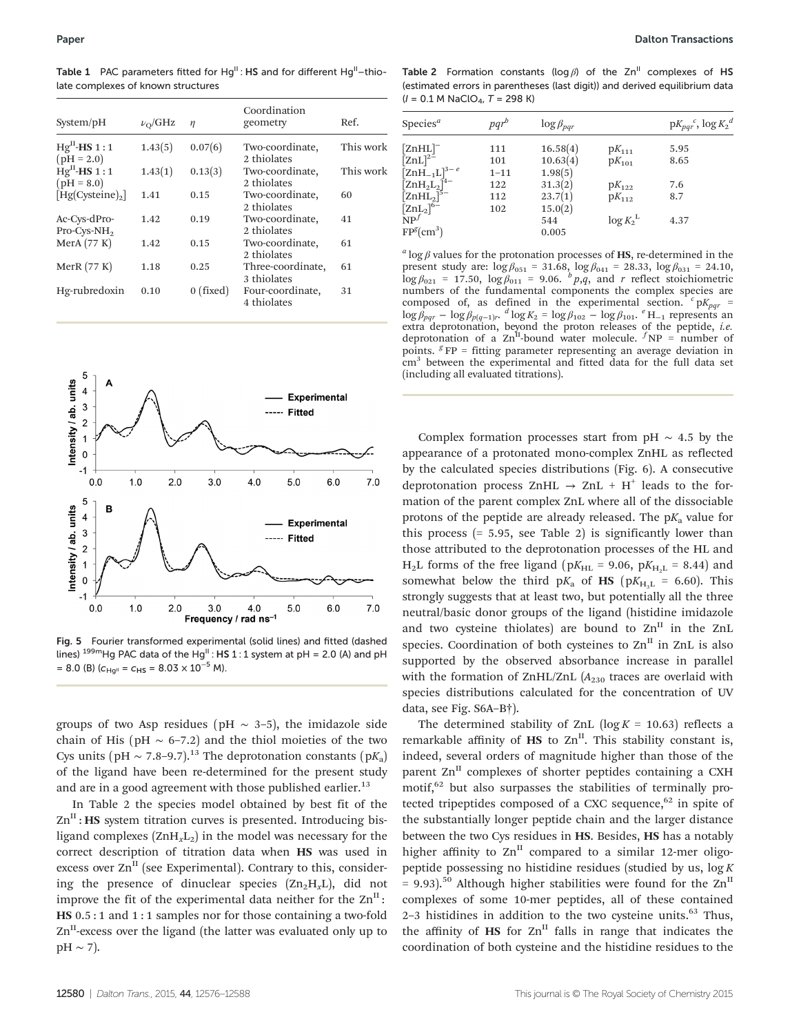**Table 1** PAC parameters fitted for $Hg^{II}$ : **HS** and for different $Hg^{II}$–thiolate complexes of known structures

| System/pH | $\nu_Q$/GHz | $\eta$ | Coordination geometry | Ref. |
|---|---|---|---|---|
| $Hg^{II}$-**HS** 1 : 1 (pH = 2.0) | 1.43(5) | 0.07(6) | Two-coordinate, 2 thiolates | This work |
| $Hg^{II}$-**HS** 1 : 1 (pH = 8.0) | 1.43(1) | 0.13(3) | Two-coordinate, 2 thiolates | This work |
| [Hg(Cysteine)$_2$] | 1.41 | 0.15 | Two-coordinate, 2 thiolates | 60 |
| Ac-Cys-dPro-Pro-Cys-NH$_2$ | 1.42 | 0.19 | Two-coordinate, 2 thiolates | 41 |
| MerA (77 K) | 1.42 | 0.15 | Two-coordinate, 2 thiolates | 61 |
| MerR (77 K) | 1.18 | 0.25 | Three-coordinate, 3 thiolates | 61 |
| Hg-rubredoxin | 0.10 | 0 (fixed) | Four-coordinate, 4 thiolates | 31 |

**Fig. 5** Fourier transformed experimental (solid lines) and fitted (dashed lines) $^{199m}$Hg PAC data of the $Hg^{II}$ : **HS** 1 : 1 system at pH = 2.0 (A) and pH = 8.0 (B) ($c_{Hg^{II}} = c_{HS} = 8.03 \times 10^{-5}$ M).

groups of two Asp residues (pH ∼ 3–5), the imidazole side chain of His (pH ∼ 6–7.2) and the thiol moieties of the two Cys units (pH ∼ 7.8–9.7).[13] The deprotonation constants (p$K_a$) of the ligand have been re-determined for the present study and are in a good agreement with those published earlier.[13]

In Table 2 the species model obtained by best fit of the $Zn^{II}$ : **HS** system titration curves is presented. Introducing bis-ligand complexes ($ZnH_xL_2$) in the model was necessary for the correct description of titration data when **HS** was used in excess over $Zn^{II}$ (see Experimental). Contrary to this, considering the presence of dinuclear species ($Zn_2H_xL$), did not improve the fit of the experimental data neither for the $Zn^{II}$ : **HS** 0.5 : 1 and 1 : 1 samples nor for those containing a two-fold $Zn^{II}$-excess over the ligand (the latter was evaluated only up to pH ∼ 7).

**Table 2** Formation constants (log $\beta$) of the $Zn^{II}$ complexes of **HS** (estimated errors in parentheses (last digit)) and derived equilibrium data ($I$ = 0.1 M $NaClO_4$, $T$ = 298 K)

| Species[a] | $pqr$[b] | log $\beta_{pqr}$ | | p$K_{pqr}$[c], log $K_2$[d] |
|---|---|---|---|---|
| $[ZnHL]^-$ | 111 | 16.58(4) | p$K_{111}$ | 5.95 |
| $[ZnL]^{2-}$ | 101 | 10.63(4) | p$K_{101}$ | 8.65 |
| $[ZnH_{-1}L]^{3-}$ [e] | 1–11 | 1.98(5) | | |
| $[ZnH_2L_2]^{4-}$ | 122 | 31.3(2) | p$K_{122}$ | 7.6 |
| $[ZnHL_2]^{5-}$ | 112 | 23.7(1) | p$K_{112}$ | 8.7 |
| $[ZnL_2]^{6-}$ | 102 | 15.0(2) | | |
| NP[f] | | 544 | log $K_2^L$ | 4.37 |
| FP[g](cm$^3$) | | 0.005 | | |

[a] log $\beta$ values for the protonation processes of **HS**, re-determined in the present study are: log $\beta_{051}$ = 31.68, log $\beta_{041}$ = 28.33, log $\beta_{031}$ = 24.10, log $\beta_{021}$ = 17.50, log $\beta_{011}$ = 9.06. [b] $p,q$, and $r$ reflect stoichiometric numbers of the fundamental components the complex species are composed of, as defined in the experimental section. [c] p$K_{pqr}$ = log $\beta_{pqr}$ − log $\beta_{p(q-1)r}$. [d] log $K_2$ = log $\beta_{102}$ − log $\beta_{101}$. [e] $H_{-1}$ represents an extra deprotonation, beyond the proton releases of the peptide, *i.e.* deprotonation of a $Zn^{II}$-bound water molecule. [f] NP = number of points. [g] FP = fitting parameter representing an average deviation in cm$^3$ between the experimental and fitted data for the full data set (including all evaluated titrations).

Complex formation processes start from pH ∼ 4.5 by the appearance of a protonated mono-complex ZnHL as reflected by the calculated species distributions (Fig. 6). A consecutive deprotonation process ZnHL → ZnL + $H^+$ leads to the formation of the parent complex ZnL where all of the dissociable protons of the peptide are already released. The p$K_a$ value for this process (= 5.95, see Table 2) is significantly lower than those attributed to the deprotonation processes of the HL and $H_2L$ forms of the free ligand (p$K_{HL}$ = 9.06, p$K_{H_2L}$ = 8.44) and somewhat below the third p$K_a$ of **HS** (p$K_{H_3L}$ = 6.60). This strongly suggests that at least two, but potentially all the three neutral/basic donor groups of the ligand (histidine imidazole and two cysteine thiolates) are bound to $Zn^{II}$ in the ZnL species. Coordination of both cysteines to $Zn^{II}$ in ZnL is also supported by the observed absorbance increase in parallel with the formation of ZnHL/ZnL ($A_{230}$ traces are overlaid with species distributions calculated for the concentration of UV data, see Fig. S6A–B†).

The determined stability of ZnL (log $K$ = 10.63) reflects a remarkable affinity of **HS** to $Zn^{II}$. This stability constant is, indeed, several orders of magnitude higher than those of the parent $Zn^{II}$ complexes of shorter peptides containing a CXH motif,[62] but also surpasses the stabilities of terminally protected tripeptides composed of a CXC sequence,[62] in spite of the substantially longer peptide chain and the larger distance between the two Cys residues in **HS**. Besides, **HS** has a notably higher affinity to $Zn^{II}$ compared to a similar 12-mer oligopeptide possessing no histidine residues (studied by us, log $K$ = 9.93).[50] Although higher stabilities were found for the $Zn^{II}$ complexes of some 10-mer peptides, all of these contained 2–3 histidines in addition to the two cysteine units.[63] Thus, the affinity of **HS** for $Zn^{II}$ falls in range that indicates the coordination of both cysteine and the histidine residues to the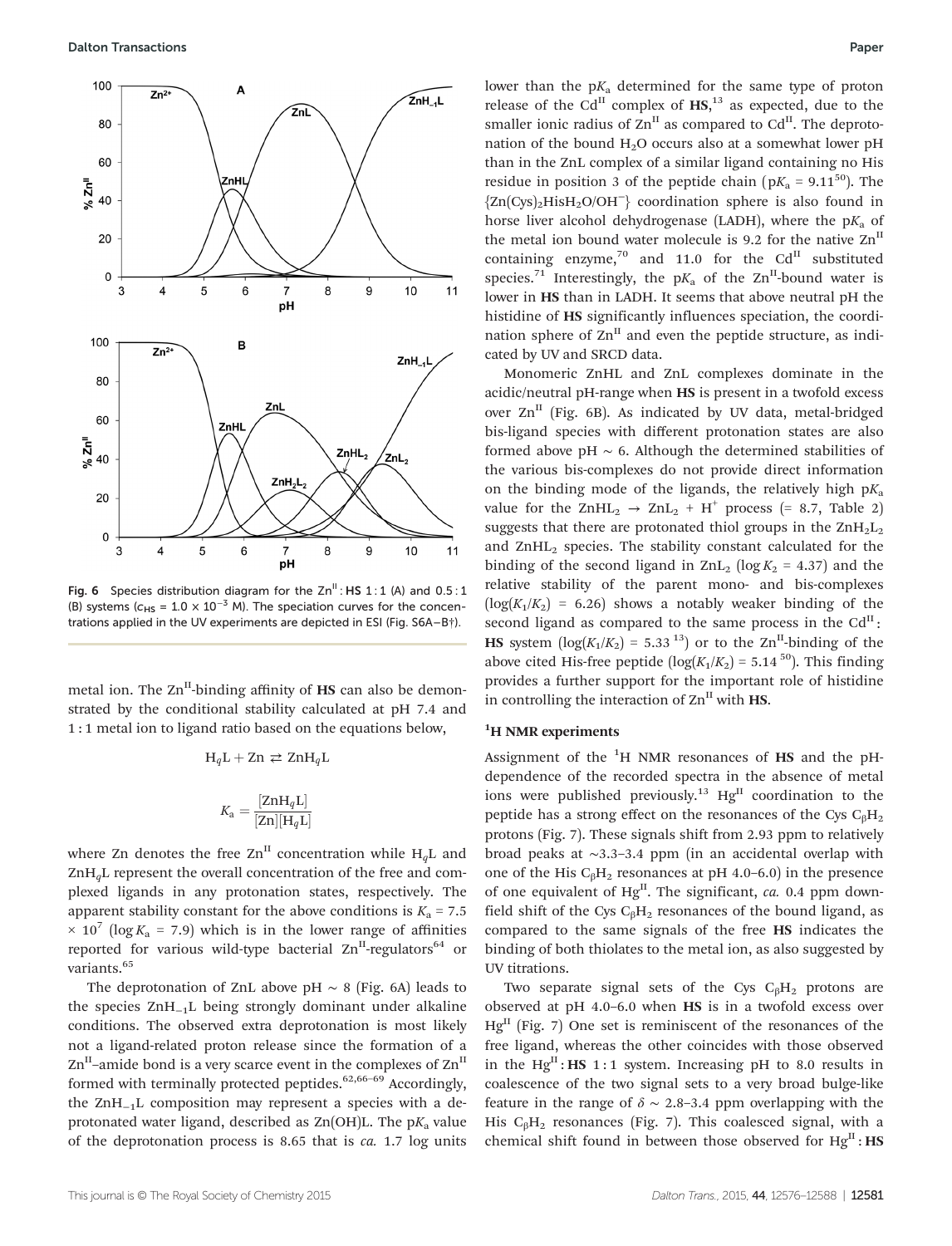Fig. 6 Species distribution diagram for the $Zn^{II}$ : **HS** 1 : 1 (A) and 0.5 : 1 (B) systems ($c_{HS} = 1.0 \times 10^{-3}$ M). The speciation curves for the concentrations applied in the UV experiments are depicted in ESI (Fig. S6A–B†).

metal ion. The $Zn^{II}$-binding affinity of **HS** can also be demonstrated by the conditional stability calculated at pH 7.4 and 1 : 1 metal ion to ligand ratio based on the equations below,

$$H_qL + Zn \rightleftarrows ZnH_qL$$

$$K_a = \frac{[ZnH_qL]}{[Zn][H_qL]}$$

where Zn denotes the free $Zn^{II}$ concentration while $H_qL$ and $ZnH_qL$ represent the overall concentration of the free and complexed ligands in any protonation states, respectively. The apparent stability constant for the above conditions is $K_a = 7.5 \times 10^7$ ($\log K_a = 7.9$) which is in the lower range of affinities reported for various wild-type bacterial $Zn^{II}$-regulators[64] or variants.[65]

The deprotonation of ZnL above pH ~ 8 (Fig. 6A) leads to the species $ZnH_{-1}L$ being strongly dominant under alkaline conditions. The observed extra deprotonation is most likely not a ligand-related proton release since the formation of a $Zn^{II}$–amide bond is a very scarce event in the complexes of $Zn^{II}$ formed with terminally protected peptides.[62,66–69] Accordingly, the $ZnH_{-1}L$ composition may represent a species with a deprotonated water ligand, described as Zn(OH)L. The $pK_a$ value of the deprotonation process is 8.65 that is *ca.* 1.7 log units lower than the $pK_a$ determined for the same type of proton release of the $Cd^{II}$ complex of **HS**,[13] as expected, due to the smaller ionic radius of $Zn^{II}$ as compared to $Cd^{II}$. The deprotonation of the bound $H_2O$ occurs also at a somewhat lower pH than in the ZnL complex of a similar ligand containing no His residue in position 3 of the peptide chain ($pK_a = 9.11$[50]). The $\{Zn(Cys)_2HisH_2O/OH^-\}$ coordination sphere is also found in horse liver alcohol dehydrogenase (LADH), where the $pK_a$ of the metal ion bound water molecule is 9.2 for the native $Zn^{II}$ containing enzyme,[70] and 11.0 for the $Cd^{II}$ substituted species.[71] Interestingly, the $pK_a$ of the $Zn^{II}$-bound water is lower in **HS** than in LADH. It seems that above neutral pH the histidine of **HS** significantly influences speciation, the coordination sphere of $Zn^{II}$ and even the peptide structure, as indicated by UV and SRCD data.

Monomeric ZnHL and ZnL complexes dominate in the acidic/neutral pH-range when **HS** is present in a twofold excess over $Zn^{II}$ (Fig. 6B). As indicated by UV data, metal-bridged bis-ligand species with different protonation states are also formed above pH ~ 6. Although the determined stabilities of the various bis-complexes do not provide direct information on the binding mode of the ligands, the relatively high $pK_a$ value for the $ZnHL_2 \rightarrow ZnL_2 + H^+$ process (= 8.7, Table 2) suggests that there are protonated thiol groups in the $ZnH_2L_2$ and $ZnHL_2$ species. The stability constant calculated for the binding of the second ligand in $ZnL_2$ ($\log K_2 = 4.37$) and the relative stability of the parent mono- and bis-complexes ($\log(K_1/K_2) = 6.26$) shows a notably weaker binding of the second ligand as compared to the same process in the $Cd^{II}$ : **HS** system ($\log(K_1/K_2) = 5.33$[13]) or to the $Zn^{II}$-binding of the above cited His-free peptide ($\log(K_1/K_2) = 5.14$[50]). This finding provides a further support for the important role of histidine in controlling the interaction of $Zn^{II}$ with **HS**.

### $^1H$ NMR experiments

Assignment of the $^1H$ NMR resonances of **HS** and the pH-dependence of the recorded spectra in the absence of metal ions were published previously.[13] $Hg^{II}$ coordination to the peptide has a strong effect on the resonances of the Cys $C_\beta H_2$ protons (Fig. 7). These signals shift from 2.93 ppm to relatively broad peaks at ~3.3–3.4 ppm (in an accidental overlap with one of the His $C_\beta H_2$ resonances at pH 4.0–6.0) in the presence of one equivalent of $Hg^{II}$. The significant, *ca.* 0.4 ppm downfield shift of the Cys $C_\beta H_2$ resonances of the bound ligand, as compared to the same signals of the free **HS** indicates the binding of both thiolates to the metal ion, as also suggested by UV titrations.

Two separate signal sets of the Cys $C_\beta H_2$ protons are observed at pH 4.0–6.0 when **HS** is in a twofold excess over $Hg^{II}$ (Fig. 7) One set is reminiscent of the resonances of the free ligand, whereas the other coincides with those observed in the $Hg^{II}$ : **HS** 1 : 1 system. Increasing pH to 8.0 results in coalescence of the two signal sets to a very broad bulge-like feature in the range of $\delta$ ~ 2.8–3.4 ppm overlapping with the His $C_\beta H_2$ resonances (Fig. 7). This coalesced signal, with a chemical shift found in between those observed for $Hg^{II}$ : **HS**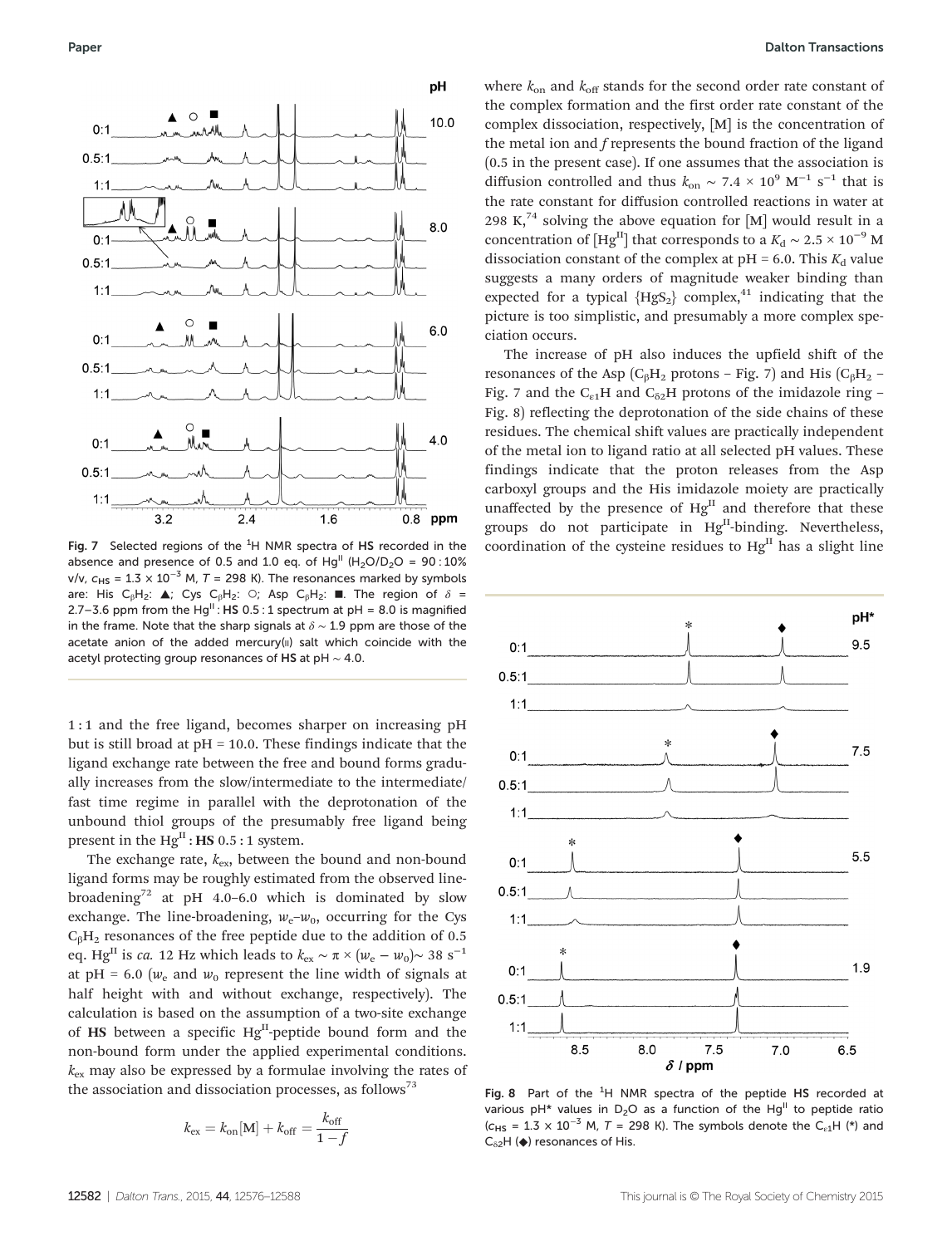Fig. 7 Selected regions of the $^1$H NMR spectra of **HS** recorded in the absence and presence of 0.5 and 1.0 eq. of $Hg^{II}$ ($H_2O/D_2O$ = 90 : 10% v/v, $c_{HS} = 1.3 \times 10^{-3}$ M, $T$ = 298 K). The resonances marked by symbols are: His $C_\beta H_2$: ▲; Cys $C_\beta H_2$: ○; Asp $C_\beta H_2$: ■. The region of $\delta$ = 2.7–3.6 ppm from the $Hg^{II}$ : **HS** 0.5 : 1 spectrum at pH = 8.0 is magnified in the frame. Note that the sharp signals at $\delta \sim 1.9$ ppm are those of the acetate anion of the added mercury(II) salt which coincide with the acetyl protecting group resonances of **HS** at pH ~ 4.0.

1 : 1 and the free ligand, becomes sharper on increasing pH but is still broad at pH = 10.0. These findings indicate that the ligand exchange rate between the free and bound forms gradually increases from the slow/intermediate to the intermediate/fast time regime in parallel with the deprotonation of the unbound thiol groups of the presumably free ligand being present in the $Hg^{II}$ : **HS** 0.5 : 1 system.

The exchange rate, $k_{ex}$, between the bound and non-bound ligand forms may be roughly estimated from the observed line-broadening[72] at pH 4.0–6.0 which is dominated by slow exchange. The line-broadening, $w_e$–$w_0$, occurring for the Cys $C_\beta H_2$ resonances of the free peptide due to the addition of 0.5 eq. $Hg^{II}$ is *ca.* 12 Hz which leads to $k_{ex} \sim \pi \times (w_e - w_0) \sim 38\ s^{-1}$ at pH = 6.0 ($w_e$ and $w_0$ represent the line width of signals at half height with and without exchange, respectively). The calculation is based on the assumption of a two-site exchange of **HS** between a specific $Hg^{II}$-peptide bound form and the non-bound form under the applied experimental conditions. $k_{ex}$ may also be expressed by a formulae involving the rates of the association and dissociation processes, as follows[73]

$$k_{ex} = k_{on}[M] + k_{off} = \frac{k_{off}}{1-f}$$

where $k_{on}$ and $k_{off}$ stands for the second order rate constant of the complex formation and the first order rate constant of the complex dissociation, respectively, [M] is the concentration of the metal ion and $f$ represents the bound fraction of the ligand (0.5 in the present case). If one assumes that the association is diffusion controlled and thus $k_{on} \sim 7.4 \times 10^9\ M^{-1}\ s^{-1}$ that is the rate constant for diffusion controlled reactions in water at 298 K,[74] solving the above equation for [M] would result in a concentration of $[Hg^{II}]$ that corresponds to a $K_d \sim 2.5 \times 10^{-9}$ M dissociation constant of the complex at pH = 6.0. This $K_d$ value suggests a many orders of magnitude weaker binding than expected for a typical $\{HgS_2\}$ complex,[41] indicating that the picture is too simplistic, and presumably a more complex speciation occurs.

The increase of pH also induces the upfield shift of the resonances of the Asp ($C_\beta H_2$ protons – Fig. 7) and His ($C_\beta H_2$ – Fig. 7 and the $C_{\varepsilon 1}H$ and $C_{\delta 2}H$ protons of the imidazole ring – Fig. 8) reflecting the deprotonation of the side chains of these residues. The chemical shift values are practically independent of the metal ion to ligand ratio at all selected pH values. These findings indicate that the proton releases from the Asp carboxyl groups and the His imidazole moiety are practically unaffected by the presence of $Hg^{II}$ and therefore that these groups do not participate in $Hg^{II}$-binding. Nevertheless, coordination of the cysteine residues to $Hg^{II}$ has a slight line

Fig. 8 Part of the $^1$H NMR spectra of the peptide **HS** recorded at various pH* values in $D_2O$ as a function of the $Hg^{II}$ to peptide ratio ($c_{HS} = 1.3 \times 10^{-3}$ M, $T$ = 298 K). The symbols denote the $C_{\varepsilon 1}H$ (*) and $C_{\delta 2}H$ (◆) resonances of His.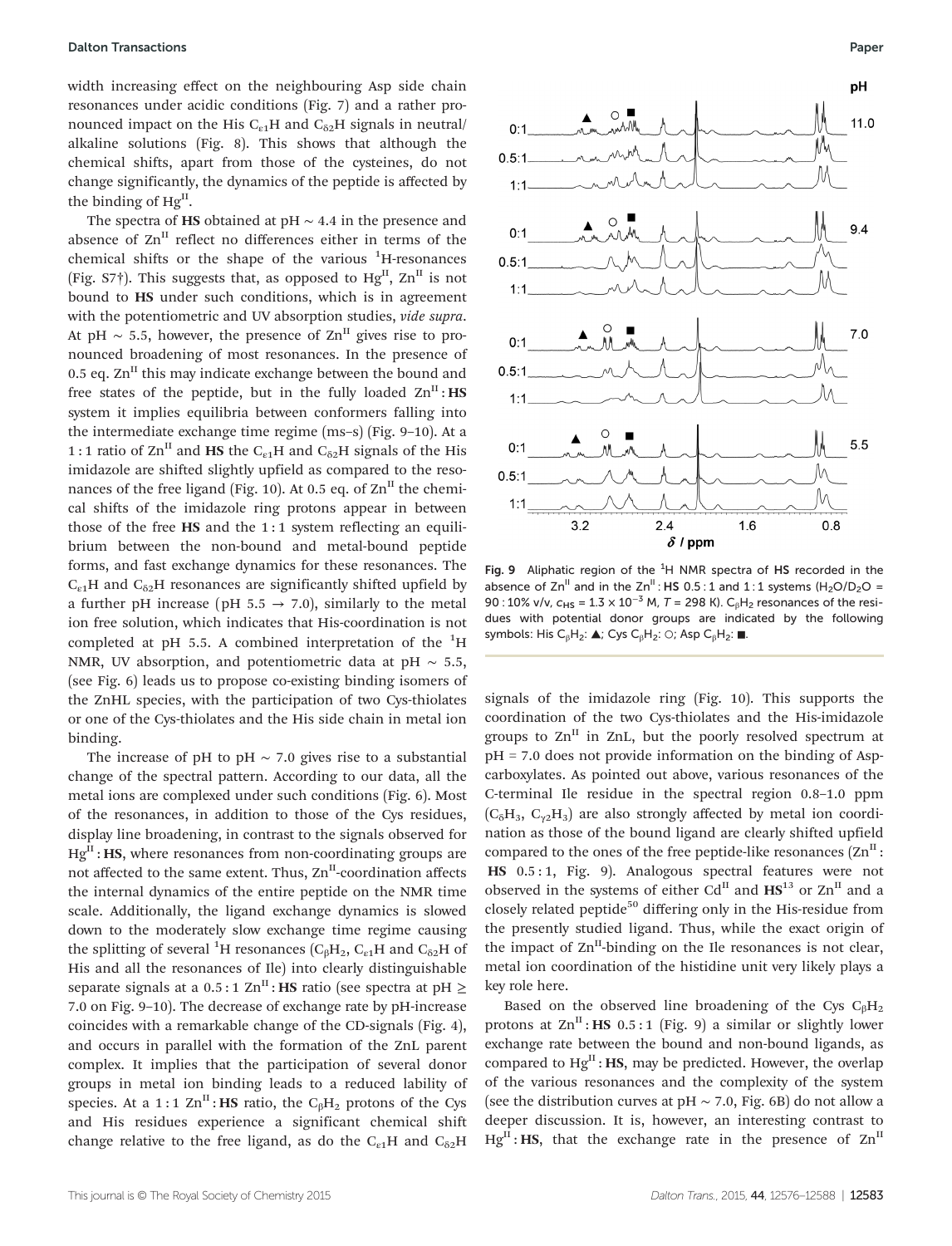width increasing effect on the neighbouring Asp side chain resonances under acidic conditions (Fig. 7) and a rather pronounced impact on the His $C_{\varepsilon1}H$ and $C_{\delta2}H$ signals in neutral/alkaline solutions (Fig. 8). This shows that although the chemical shifts, apart from those of the cysteines, do not change significantly, the dynamics of the peptide is affected by the binding of $Hg^{II}$.

The spectra of **HS** obtained at pH ~ 4.4 in the presence and absence of $Zn^{II}$ reflect no differences either in terms of the chemical shifts or the shape of the various $^1$H-resonances (Fig. S7†). This suggests that, as opposed to $Hg^{II}$, $Zn^{II}$ is not bound to **HS** under such conditions, which is in agreement with the potentiometric and UV absorption studies, *vide supra*. At pH ~ 5.5, however, the presence of $Zn^{II}$ gives rise to pronounced broadening of most resonances. In the presence of 0.5 eq. $Zn^{II}$ this may indicate exchange between the bound and free states of the peptide, but in the fully loaded $Zn^{II}$ : **HS** system it implies equilibria between conformers falling into the intermediate exchange time regime (ms–s) (Fig. 9–10). At a 1 : 1 ratio of $Zn^{II}$ and **HS** the $C_{\varepsilon1}H$ and $C_{\delta2}H$ signals of the His imidazole are shifted slightly upfield as compared to the resonances of the free ligand (Fig. 10). At 0.5 eq. of $Zn^{II}$ the chemical shifts of the imidazole ring protons appear in between those of the free **HS** and the 1 : 1 system reflecting an equilibrium between the non-bound and metal-bound peptide forms, and fast exchange dynamics for these resonances. The $C_{\varepsilon1}H$ and $C_{\delta2}H$ resonances are significantly shifted upfield by a further pH increase (pH 5.5 → 7.0), similarly to the metal ion free solution, which indicates that His-coordination is not completed at pH 5.5. A combined interpretation of the $^1$H NMR, UV absorption, and potentiometric data at pH ~ 5.5, (see Fig. 6) leads us to propose co-existing binding isomers of the ZnHL species, with the participation of two Cys-thiolates or one of the Cys-thiolates and the His side chain in metal ion binding.

The increase of pH to pH ~ 7.0 gives rise to a substantial change of the spectral pattern. According to our data, all the metal ions are complexed under such conditions (Fig. 6). Most of the resonances, in addition to those of the Cys residues, display line broadening, in contrast to the signals observed for $Hg^{II}$ : **HS**, where resonances from non-coordinating groups are not affected to the same extent. Thus, $Zn^{II}$-coordination affects the internal dynamics of the entire peptide on the NMR time scale. Additionally, the ligand exchange dynamics is slowed down to the moderately slow exchange time regime causing the splitting of several $^1$H resonances ($C_\beta H_2$, $C_{\varepsilon1}H$ and $C_{\delta2}H$ of His and all the resonances of Ile) into clearly distinguishable separate signals at a 0.5 : 1 $Zn^{II}$ : **HS** ratio (see spectra at pH ≥ 7.0 on Fig. 9–10). The decrease of exchange rate by pH-increase coincides with a remarkable change of the CD-signals (Fig. 4), and occurs in parallel with the formation of the ZnL parent complex. It implies that the participation of several donor groups in metal ion binding leads to a reduced lability of species. At a 1 : 1 $Zn^{II}$ : **HS** ratio, the $C_\beta H_2$ protons of the Cys and His residues experience a significant chemical shift change relative to the free ligand, as do the $C_{\varepsilon1}H$ and $C_{\delta2}H$ signals of the imidazole ring (Fig. 10). This supports the coordination of the two Cys-thiolates and the His-imidazole groups to $Zn^{II}$ in ZnL, but the poorly resolved spectrum at pH = 7.0 does not provide information on the binding of Asp-carboxylates. As pointed out above, various resonances of the C-terminal Ile residue in the spectral region 0.8–1.0 ppm ($C_\delta H_3$, $C_{\gamma2}H_3$) are also strongly affected by metal ion coordination as those of the bound ligand are clearly shifted upfield compared to the ones of the free peptide-like resonances ($Zn^{II}$ : **HS** 0.5 : 1, Fig. 9). Analogous spectral features were not observed in the systems of either $Cd^{II}$ and **HS**[13] or $Zn^{II}$ and a closely related peptide[50] differing only in the His-residue from the presently studied ligand. Thus, while the exact origin of the impact of $Zn^{II}$-binding on the Ile resonances is not clear, metal ion coordination of the histidine unit very likely plays a key role here.

Fig. 9 Aliphatic region of the $^1$H NMR spectra of **HS** recorded in the absence of $Zn^{II}$ and in the $Zn^{II}$ : **HS** 0.5 : 1 and 1 : 1 systems ($H_2O/D_2O$ = 90 : 10% v/v, $c_{HS}$ = 1.3 × $10^{-3}$ M, $T$ = 298 K). $C_\beta H_2$ resonances of the residues with potential donor groups are indicated by the following symbols: His $C_\beta H_2$: ▲; Cys $C_\beta H_2$: ○; Asp $C_\beta H_2$: ■.

Based on the observed line broadening of the Cys $C_\beta H_2$ protons at $Zn^{II}$ : **HS** 0.5 : 1 (Fig. 9) a similar or slightly lower exchange rate between the bound and non-bound ligands, as compared to $Hg^{II}$ : **HS**, may be predicted. However, the overlap of the various resonances and the complexity of the system (see the distribution curves at pH ~ 7.0, Fig. 6B) do not allow a deeper discussion. It is, however, an interesting contrast to $Hg^{II}$ : **HS**, that the exchange rate in the presence of $Zn^{II}$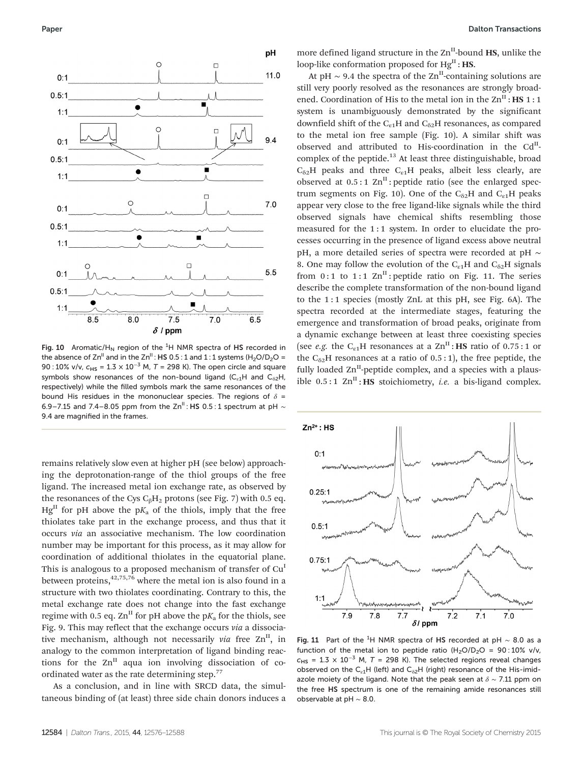Fig. 10 Aromatic/$H_N$ region of the $^1$H NMR spectra of **HS** recorded in the absence of $Zn^{II}$ and in the $Zn^{II}$ : **HS** 0.5 : 1 and 1 : 1 systems ($H_2O/D_2O$ = 90 : 10% v/v, $c_{HS} = 1.3 \times 10^{-3}$ M, $T$ = 298 K). The open circle and square symbols show resonances of the non-bound ligand ($C_{\varepsilon 1}H$ and $C_{\delta 2}H$, respectively) while the filled symbols mark the same resonances of the bound His residues in the mononuclear species. The regions of $\delta$ = 6.9–7.15 and 7.4–8.05 ppm from the $Zn^{II}$ : **HS** 0.5 : 1 spectrum at pH ∼ 9.4 are magnified in the frames.

remains relatively slow even at higher pH (see below) approaching the deprotonation-range of the thiol groups of the free ligand. The increased metal ion exchange rate, as observed by the resonances of the Cys $C_\beta H_2$ protons (see Fig. 7) with 0.5 eq. $Hg^{II}$ for pH above the p$K_a$ of the thiols, imply that the free thiolates take part in the exchange process, and thus that it occurs *via* an associative mechanism. The low coordination number may be important for this process, as it may allow for coordination of additional thiolates in the equatorial plane. This is analogous to a proposed mechanism of transfer of $Cu^I$ between proteins,[42,75,76] where the metal ion is also found in a structure with two thiolates coordinating. Contrary to this, the metal exchange rate does not change into the fast exchange regime with 0.5 eq. $Zn^{II}$ for pH above the p$K_a$ for the thiols, see Fig. 9. This may reflect that the exchange occurs *via* a dissociative mechanism, although not necessarily *via* free $Zn^{II}$, in analogy to the common interpretation of ligand binding reactions for the $Zn^{II}$ aqua ion involving dissociation of coordinated water as the rate determining step.[77]

As a conclusion, and in line with SRCD data, the simultaneous binding of (at least) three side chain donors induces a more defined ligand structure in the $Zn^{II}$-bound **HS**, unlike the loop-like conformation proposed for $Hg^{II}$ : **HS**.

At pH ∼ 9.4 the spectra of the $Zn^{II}$-containing solutions are still very poorly resolved as the resonances are strongly broadened. Coordination of His to the metal ion in the $Zn^{II}$ : **HS** 1 : 1 system is unambiguously demonstrated by the significant downfield shift of the $C_{\varepsilon 1}H$ and $C_{\delta 2}H$ resonances, as compared to the metal ion free sample (Fig. 10). A similar shift was observed and attributed to His-coordination in the $Cd^{II}$-complex of the peptide.[13] At least three distinguishable, broad $C_{\delta 2}H$ peaks and three $C_{\varepsilon 1}H$ peaks, albeit less clearly, are observed at 0.5 : 1 $Zn^{II}$ : peptide ratio (see the enlarged spectrum segments on Fig. 10). One of the $C_{\delta 2}H$ and $C_{\varepsilon 1}H$ peaks appear very close to the free ligand-like signals while the third observed signals have chemical shifts resembling those measured for the 1 : 1 system. In order to elucidate the processes occurring in the presence of ligand excess above neutral pH, a more detailed series of spectra were recorded at pH ∼ 8. One may follow the evolution of the $C_{\varepsilon 1}H$ and $C_{\delta 2}H$ signals from 0 : 1 to 1 : 1 $Zn^{II}$ : peptide ratio on Fig. 11. The series describe the complete transformation of the non-bound ligand to the 1 : 1 species (mostly ZnL at this pH, see Fig. 6A). The spectra recorded at the intermediate stages, featuring the emergence and transformation of broad peaks, originate from a dynamic exchange between at least three coexisting species (see *e.g.* the $C_{\varepsilon 1}H$ resonances at a $Zn^{II}$ : **HS** ratio of 0.75 : 1 or the $C_{\delta 2}H$ resonances at a ratio of 0.5 : 1), the free peptide, the fully loaded $Zn^{II}$-peptide complex, and a species with a plausible 0.5 : 1 $Zn^{II}$ : **HS** stoichiometry, *i.e.* a bis-ligand complex.

Fig. 11 Part of the $^1$H NMR spectra of **HS** recorded at pH ∼ 8.0 as a function of the metal ion to peptide ratio ($H_2O/D_2O$ = 90 : 10% v/v, $c_{HS} = 1.3 \times 10^{-3}$ M, $T$ = 298 K). The selected regions reveal changes observed on the $C_{\varepsilon 1}H$ (left) and $C_{\delta 2}H$ (right) resonance of the His-imidazole moiety of the ligand. Note that the peak seen at $\delta$ ∼ 7.11 ppm on the free **HS** spectrum is one of the remaining amide resonances still observable at pH ∼ 8.0.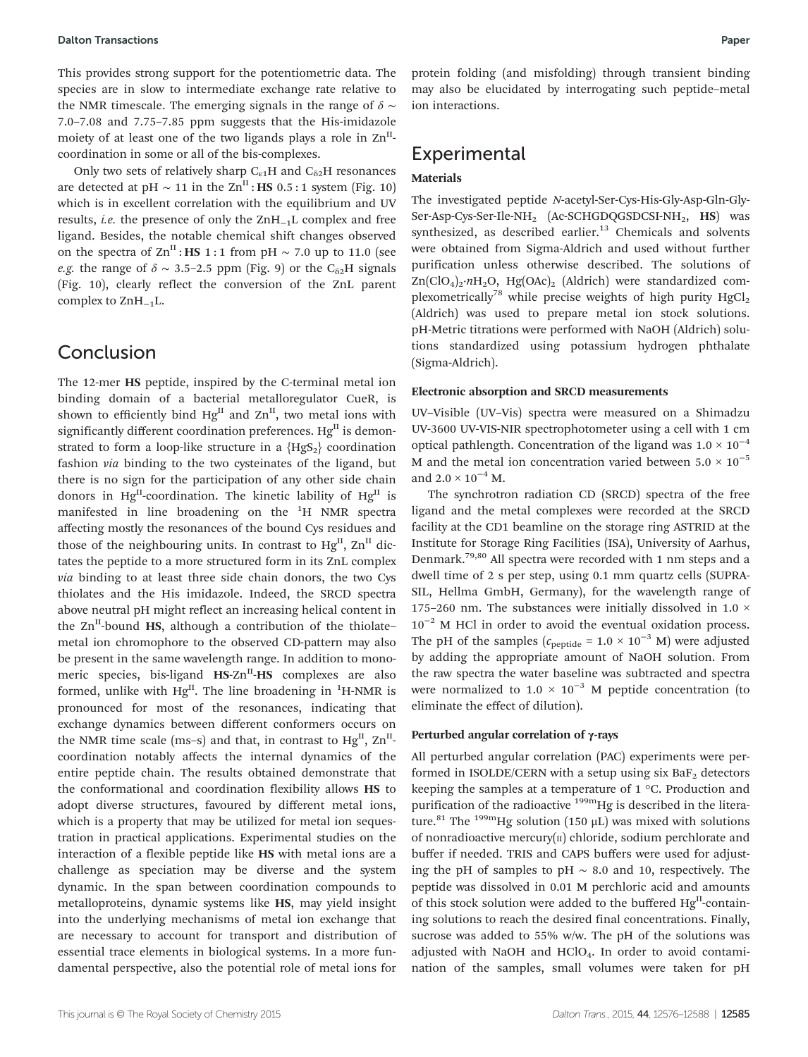This provides strong support for the potentiometric data. The species are in slow to intermediate exchange rate relative to the NMR timescale. The emerging signals in the range of $\delta \sim$ 7.0–7.08 and 7.75–7.85 ppm suggests that the His-imidazole moiety of at least one of the two ligands plays a role in $Zn^{II}$-coordination in some or all of the bis-complexes.

Only two sets of relatively sharp $C_{\varepsilon1}H$ and $C_{\delta2}H$ resonances are detected at pH ~ 11 in the $Zn^{II}$ : **HS** 0.5 : 1 system (Fig. 10) which is in excellent correlation with the equilibrium and UV results, *i.e.* the presence of only the $ZnH_{-1}L$ complex and free ligand. Besides, the notable chemical shift changes observed on the spectra of $Zn^{II}$ : **HS** 1 : 1 from pH ~ 7.0 up to 11.0 (see *e.g.* the range of $\delta \sim$ 3.5–2.5 ppm (Fig. 9) or the $C_{\delta2}H$ signals (Fig. 10), clearly reflect the conversion of the ZnL parent complex to $ZnH_{-1}L$.

## Conclusion

The 12-mer **HS** peptide, inspired by the C-terminal metal ion binding domain of a bacterial metalloregulator CueR, is shown to efficiently bind $Hg^{II}$ and $Zn^{II}$, two metal ions with significantly different coordination preferences. $Hg^{II}$ is demonstrated to form a loop-like structure in a $\{HgS_2\}$ coordination fashion *via* binding to the two cysteinates of the ligand, but there is no sign for the participation of any other side chain donors in $Hg^{II}$-coordination. The kinetic lability of $Hg^{II}$ is manifested in line broadening on the $^1H$ NMR spectra affecting mostly the resonances of the bound Cys residues and those of the neighbouring units. In contrast to $Hg^{II}$, $Zn^{II}$ dictates the peptide to a more structured form in its ZnL complex *via* binding to at least three side chain donors, the two Cys thiolates and the His imidazole. Indeed, the SRCD spectra above neutral pH might reflect an increasing helical content in the $Zn^{II}$-bound **HS**, although a contribution of the thiolate–metal ion chromophore to the observed CD-pattern may also be present in the same wavelength range. In addition to monomeric species, bis-ligand **HS**-$Zn^{II}$-**HS** complexes are also formed, unlike with $Hg^{II}$. The line broadening in $^1H$-NMR is pronounced for most of the resonances, indicating that exchange dynamics between different conformers occurs on the NMR time scale (ms–s) and that, in contrast to $Hg^{II}$, $Zn^{II}$-coordination notably affects the internal dynamics of the entire peptide chain. The results obtained demonstrate that the conformational and coordination flexibility allows **HS** to adopt diverse structures, favoured by different metal ions, which is a property that may be utilized for metal ion sequestration in practical applications. Experimental studies on the interaction of a flexible peptide like **HS** with metal ions are a challenge as speciation may be diverse and the system dynamic. In the span between coordination compounds to metalloproteins, dynamic systems like **HS**, may yield insight into the underlying mechanisms of metal ion exchange that are necessary to account for transport and distribution of essential trace elements in biological systems. In a more fundamental perspective, also the potential role of metal ions for protein folding (and misfolding) through transient binding may also be elucidated by interrogating such peptide–metal ion interactions.

## Experimental

### Materials

The investigated peptide *N*-acetyl-Ser-Cys-His-Gly-Asp-Gln-Gly-Ser-Asp-Cys-Ser-Ile-$NH_2$ (Ac-SCHGDQGSDCSI-$NH_2$, **HS**) was synthesized, as described earlier.[13] Chemicals and solvents were obtained from Sigma-Aldrich and used without further purification unless otherwise described. The solutions of $Zn(ClO_4)_2 \cdot nH_2O$, $Hg(OAc)_2$ (Aldrich) were standardized complexometrically[78] while precise weights of high purity $HgCl_2$ (Aldrich) was used to prepare metal ion stock solutions. pH-Metric titrations were performed with NaOH (Aldrich) solutions standardized using potassium hydrogen phthalate (Sigma-Aldrich).

### Electronic absorption and SRCD measurements

UV–Visible (UV–Vis) spectra were measured on a Shimadzu UV-3600 UV-VIS-NIR spectrophotometer using a cell with 1 cm optical pathlength. Concentration of the ligand was $1.0 \times 10^{-4}$ M and the metal ion concentration varied between $5.0 \times 10^{-5}$ and $2.0 \times 10^{-4}$ M.

The synchrotron radiation CD (SRCD) spectra of the free ligand and the metal complexes were recorded at the SRCD facility at the CD1 beamline on the storage ring ASTRID at the Institute for Storage Ring Facilities (ISA), University of Aarhus, Denmark.[79,80] All spectra were recorded with 1 nm steps and a dwell time of 2 s per step, using 0.1 mm quartz cells (SUPRASIL, Hellma GmbH, Germany), for the wavelength range of 175–260 nm. The substances were initially dissolved in $1.0 \times 10^{-2}$ M HCl in order to avoid the eventual oxidation process. The pH of the samples ($c_{peptide} = 1.0 \times 10^{-3}$ M) were adjusted by adding the appropriate amount of NaOH solution. From the raw spectra the water baseline was subtracted and spectra were normalized to $1.0 \times 10^{-3}$ M peptide concentration (to eliminate the effect of dilution).

### Perturbed angular correlation of γ-rays

All perturbed angular correlation (PAC) experiments were performed in ISOLDE/CERN with a setup using six $BaF_2$ detectors keeping the samples at a temperature of 1 °C. Production and purification of the radioactive $^{199m}Hg$ is described in the literature.[81] The $^{199m}Hg$ solution (150 μL) was mixed with solutions of nonradioactive mercury(II) chloride, sodium perchlorate and buffer if needed. TRIS and CAPS buffers were used for adjusting the pH of samples to pH ~ 8.0 and 10, respectively. The peptide was dissolved in 0.01 M perchloric acid and amounts of this stock solution were added to the buffered $Hg^{II}$-containing solutions to reach the desired final concentrations. Finally, sucrose was added to 55% w/w. The pH of the solutions was adjusted with NaOH and $HClO_4$. In order to avoid contamination of the samples, small volumes were taken for pH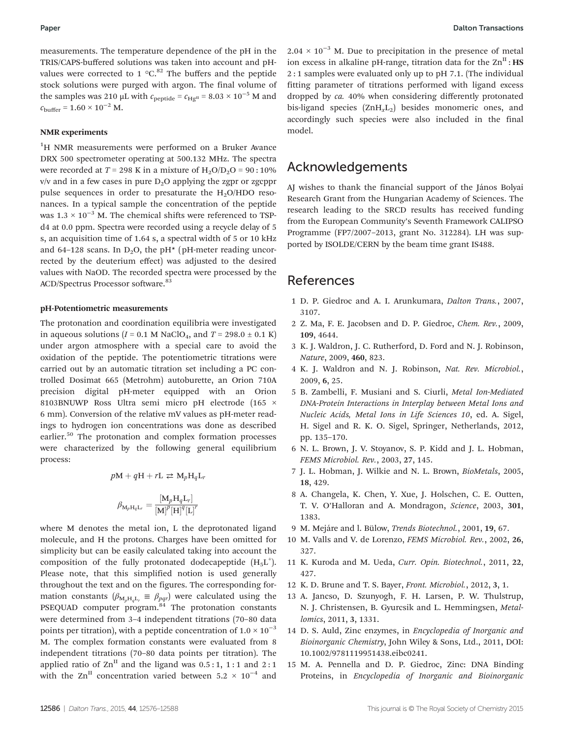measurements. The temperature dependence of the pH in the TRIS/CAPS-buffered solutions was taken into account and pH-values were corrected to 1 °C.[82] The buffers and the peptide stock solutions were purged with argon. The final volume of the samples was 210 μL with $c_{\text{peptide}} = c_{\text{Hg}^{\text{II}}} = 8.03 \times 10^{-5}$ M and $c_{\text{buffer}} = 1.60 \times 10^{-2}$ M.

#### NMR experiments

$^1$H NMR measurements were performed on a Bruker Avance DRX 500 spectrometer operating at 500.132 MHz. The spectra were recorded at $T$ = 298 K in a mixture of $H_2O/D_2O$ = 90 : 10% v/v and in a few cases in pure $D_2O$ applying the zgpr or zgcppr pulse sequences in order to presaturate the $H_2O$/HDO resonances. In a typical sample the concentration of the peptide was $1.3 \times 10^{-3}$ M. The chemical shifts were referenced to TSP-d4 at 0.0 ppm. Spectra were recorded using a recycle delay of 5 s, an acquisition time of 1.64 s, a spectral width of 5 or 10 kHz and 64–128 scans. In $D_2O$, the pH* (pH-meter reading uncorrected by the deuterium effect) was adjusted to the desired values with NaOD. The recorded spectra were processed by the ACD/Spectrus Processor software.[83]

#### pH-Potentiometric measurements

The protonation and coordination equilibria were investigated in aqueous solutions ($I$ = 0.1 M $NaClO_4$, and $T$ = 298.0 ± 0.1 K) under argon atmosphere with a special care to avoid the oxidation of the peptide. The potentiometric titrations were carried out by an automatic titration set including a PC controlled Dosimat 665 (Metrohm) autoburette, an Orion 710A precision digital pH-meter equipped with an Orion 8103BNUWP Ross Ultra semi micro pH electrode (165 × 6 mm). Conversion of the relative mV values as pH-meter readings to hydrogen ion concentrations was done as described earlier.[50] The protonation and complex formation processes were characterized by the following general equilibrium process:

$$p\text{M} + q\text{H} + r\text{L} \rightleftarrows \text{M}_p\text{H}_q\text{L}_r$$

$$\beta_{\text{M}_p\text{H}_q\text{L}_r} = \frac{[\text{M}_p\text{H}_q\text{L}_r]}{[\text{M}]^p[\text{H}]^q[\text{L}]^r}$$

where M denotes the metal ion, L the deprotonated ligand molecule, and H the protons. Charges have been omitted for simplicity but can be easily calculated taking into account the composition of the fully protonated dodecapeptide ($H_5L^+$). Please note, that this simplified notion is used generally throughout the text and on the figures. The corresponding formation constants ($\beta_{\text{M}_p\text{H}_q\text{L}_r} \equiv \beta_{pqr}$) were calculated using the PSEQUAD computer program.[84] The protonation constants were determined from 3–4 independent titrations (70–80 data points per titration), with a peptide concentration of $1.0 \times 10^{-3}$ M. The complex formation constants were evaluated from 8 independent titrations (70–80 data points per titration). The applied ratio of $Zn^{II}$ and the ligand was 0.5 : 1, 1 : 1 and 2 : 1 with the $Zn^{II}$ concentration varied between $5.2 \times 10^{-4}$ and $2.04 \times 10^{-3}$ M. Due to precipitation in the presence of metal ion excess in alkaline pH-range, titration data for the $Zn^{II}$ : **HS** 2 : 1 samples were evaluated only up to pH 7.1. (The individual fitting parameter of titrations performed with ligand excess dropped by *ca.* 40% when considering differently protonated bis-ligand species ($ZnH_xL_2$) besides monomeric ones, and accordingly such species were also included in the final model.

## Acknowledgements

AJ wishes to thank the financial support of the János Bolyai Research Grant from the Hungarian Academy of Sciences. The research leading to the SRCD results has received funding from the European Community's Seventh Framework CALIPSO Programme (FP7/2007–2013, grant No. 312284). LH was supported by ISOLDE/CERN by the beam time grant IS488.

## References

1 D. P. Giedroc and A. I. Arunkumara, *Dalton Trans.*, 2007, 3107.
2 Z. Ma, F. E. Jacobsen and D. P. Giedroc, *Chem. Rev.*, 2009, **109**, 4644.
3 K. J. Waldron, J. C. Rutherford, D. Ford and N. J. Robinson, *Nature*, 2009, **460**, 823.
4 K. J. Waldron and N. J. Robinson, *Nat. Rev. Microbiol.*, 2009, **6**, 25.
5 B. Zambelli, F. Musiani and S. Ciurli, *Metal Ion-Mediated DNA-Protein Interactions in Interplay between Metal Ions and Nucleic Acids, Metal Ions in Life Sciences 10*, ed. A. Sigel, H. Sigel and R. K. O. Sigel, Springer, Netherlands, 2012, pp. 135–170.
6 N. L. Brown, J. V. Stoyanov, S. P. Kidd and J. L. Hobman, *FEMS Microbiol. Rev.*, 2003, **27**, 145.
7 J. L. Hobman, J. Wilkie and N. L. Brown, *BioMetals*, 2005, **18**, 429.
8 A. Changela, K. Chen, Y. Xue, J. Holschen, C. E. Outten, T. V. O'Halloran and A. Mondragon, *Science*, 2003, **301**, 1383.
9 M. Mejáre and l. Bülow, *Trends Biotechnol.*, 2001, **19**, 67.
10 M. Valls and V. de Lorenzo, *FEMS Microbiol. Rev.*, 2002, **26**, 327.
11 K. Kuroda and M. Ueda, *Curr. Opin. Biotechnol.*, 2011, **22**, 427.
12 K. D. Brune and T. S. Bayer, *Front. Microbiol.*, 2012, **3**, 1.
13 A. Jancso, D. Szunyogh, F. H. Larsen, P. W. Thulstrup, N. J. Christensen, B. Gyurcsik and L. Hemmingsen, *Metallomics*, 2011, **3**, 1331.
14 D. S. Auld, Zinc enzymes, in *Encyclopedia of Inorganic and Bioinorganic Chemistry*, John Wiley & Sons, Ltd., 2011, DOI: 10.1002/9781119951438.eibc0241.
15 M. A. Pennella and D. P. Giedroc, Zinc: DNA Binding Proteins, in *Encyclopedia of Inorganic and Bioinorganic*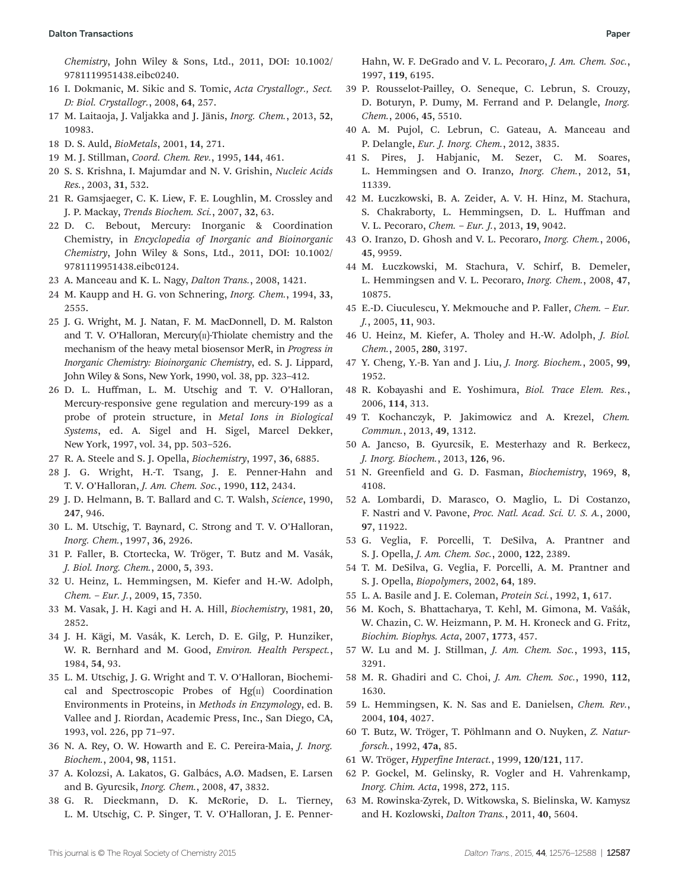*Chemistry*, John Wiley & Sons, Ltd., 2011, DOI: 10.1002/9781119951438.eibc0240.

16 I. Dokmanic, M. Sikic and S. Tomic, *Acta Crystallogr., Sect. D: Biol. Crystallogr.*, 2008, **64**, 257.

17 M. Laitaoja, J. Valjakka and J. Jänis, *Inorg. Chem.*, 2013, **52**, 10983.

18 D. S. Auld, *BioMetals*, 2001, **14**, 271.

19 M. J. Stillman, *Coord. Chem. Rev.*, 1995, **144**, 461.

20 S. S. Krishna, I. Majumdar and N. V. Grishin, *Nucleic Acids Res.*, 2003, **31**, 532.

21 R. Gamsjaeger, C. K. Liew, F. E. Loughlin, M. Crossley and J. P. Mackay, *Trends Biochem. Sci.*, 2007, **32**, 63.

22 D. C. Bebout, Mercury: Inorganic & Coordination Chemistry, in *Encyclopedia of Inorganic and Bioinorganic Chemistry*, John Wiley & Sons, Ltd., 2011, DOI: 10.1002/9781119951438.eibc0124.

23 A. Manceau and K. L. Nagy, *Dalton Trans.*, 2008, 1421.

24 M. Kaupp and H. G. von Schnering, *Inorg. Chem.*, 1994, **33**, 2555.

25 J. G. Wright, M. J. Natan, F. M. MacDonnell, D. M. Ralston and T. V. O'Halloran, Mercury(II)-Thiolate chemistry and the mechanism of the heavy metal biosensor MerR, in *Progress in Inorganic Chemistry: Bioinorganic Chemistry*, ed. S. J. Lippard, John Wiley & Sons, New York, 1990, vol. 38, pp. 323–412.

26 D. L. Huffman, L. M. Utschig and T. V. O'Halloran, Mercury-responsive gene regulation and mercury-199 as a probe of protein structure, in *Metal Ions in Biological Systems*, ed. A. Sigel and H. Sigel, Marcel Dekker, New York, 1997, vol. 34, pp. 503–526.

27 R. A. Steele and S. J. Opella, *Biochemistry*, 1997, **36**, 6885.

28 J. G. Wright, H.-T. Tsang, J. E. Penner-Hahn and T. V. O'Halloran, *J. Am. Chem. Soc.*, 1990, **112**, 2434.

29 J. D. Helmann, B. T. Ballard and C. T. Walsh, *Science*, 1990, **247**, 946.

30 L. M. Utschig, T. Baynard, C. Strong and T. V. O'Halloran, *Inorg. Chem.*, 1997, **36**, 2926.

31 P. Faller, B. Ctortecka, W. Tröger, T. Butz and M. Vasák, *J. Biol. Inorg. Chem.*, 2000, **5**, 393.

32 U. Heinz, L. Hemmingsen, M. Kiefer and H.-W. Adolph, *Chem. – Eur. J.*, 2009, **15**, 7350.

33 M. Vasak, J. H. Kagi and H. A. Hill, *Biochemistry*, 1981, **20**, 2852.

34 J. H. Kägi, M. Vasák, K. Lerch, D. E. Gilg, P. Hunziker, W. R. Bernhard and M. Good, *Environ. Health Perspect.*, 1984, **54**, 93.

35 L. M. Utschig, J. G. Wright and T. V. O'Halloran, Biochemical and Spectroscopic Probes of Hg(II) Coordination Environments in Proteins, in *Methods in Enzymology*, ed. B. Vallee and J. Riordan, Academic Press, Inc., San Diego, CA, 1993, vol. 226, pp 71–97.

36 N. A. Rey, O. W. Howarth and E. C. Pereira-Maia, *J. Inorg. Biochem.*, 2004, **98**, 1151.

37 A. Kolozsi, A. Lakatos, G. Galbács, A.Ø. Madsen, E. Larsen and B. Gyurcsik, *Inorg. Chem.*, 2008, **47**, 3832.

38 G. R. Dieckmann, D. K. McRorie, D. L. Tierney, L. M. Utschig, C. P. Singer, T. V. O'Halloran, J. E. Penner-Hahn, W. F. DeGrado and V. L. Pecoraro, *J. Am. Chem. Soc.*, 1997, **119**, 6195.

39 P. Rousselot-Pailley, O. Seneque, C. Lebrun, S. Crouzy, D. Boturyn, P. Dumy, M. Ferrand and P. Delangle, *Inorg. Chem.*, 2006, **45**, 5510.

40 A. M. Pujol, C. Lebrun, C. Gateau, A. Manceau and P. Delangle, *Eur. J. Inorg. Chem.*, 2012, 3835.

41 S. Pires, J. Habjanic, M. Sezer, C. M. Soares, L. Hemmingsen and O. Iranzo, *Inorg. Chem.*, 2012, **51**, 11339.

42 M. Łuczkowski, B. A. Zeider, A. V. H. Hinz, M. Stachura, S. Chakraborty, L. Hemmingsen, D. L. Huffman and V. L. Pecoraro, *Chem. – Eur. J.*, 2013, **19**, 9042.

43 O. Iranzo, D. Ghosh and V. L. Pecoraro, *Inorg. Chem.*, 2006, **45**, 9959.

44 M. Łuczkowski, M. Stachura, V. Schirf, B. Demeler, L. Hemmingsen and V. L. Pecoraro, *Inorg. Chem.*, 2008, **47**, 10875.

45 E.-D. Ciuculescu, Y. Mekmouche and P. Faller, *Chem. – Eur. J.*, 2005, **11**, 903.

46 U. Heinz, M. Kiefer, A. Tholey and H.-W. Adolph, *J. Biol. Chem.*, 2005, **280**, 3197.

47 Y. Cheng, Y.-B. Yan and J. Liu, *J. Inorg. Biochem.*, 2005, **99**, 1952.

48 R. Kobayashi and E. Yoshimura, *Biol. Trace Elem. Res.*, 2006, **114**, 313.

49 T. Kochanczyk, P. Jakimowicz and A. Krezel, *Chem. Commun.*, 2013, **49**, 1312.

50 A. Jancso, B. Gyurcsik, E. Mesterhazy and R. Berkecz, *J. Inorg. Biochem.*, 2013, **126**, 96.

51 N. Greenfield and G. D. Fasman, *Biochemistry*, 1969, **8**, 4108.

52 A. Lombardi, D. Marasco, O. Maglio, L. Di Costanzo, F. Nastri and V. Pavone, *Proc. Natl. Acad. Sci. U. S. A.*, 2000, **97**, 11922.

53 G. Veglia, F. Porcelli, T. DeSilva, A. Prantner and S. J. Opella, *J. Am. Chem. Soc.*, 2000, **122**, 2389.

54 T. M. DeSilva, G. Veglia, F. Porcelli, A. M. Prantner and S. J. Opella, *Biopolymers*, 2002, **64**, 189.

55 L. A. Basile and J. E. Coleman, *Protein Sci.*, 1992, **1**, 617.

56 M. Koch, S. Bhattacharya, T. Kehl, M. Gimona, M. Vašák, W. Chazin, C. W. Heizmann, P. M. H. Kroneck and G. Fritz, *Biochim. Biophys. Acta*, 2007, **1773**, 457.

57 W. Lu and M. J. Stillman, *J. Am. Chem. Soc.*, 1993, **115**, 3291.

58 M. R. Ghadiri and C. Choi, *J. Am. Chem. Soc.*, 1990, **112**, 1630.

59 L. Hemmingsen, K. N. Sas and E. Danielsen, *Chem. Rev.*, 2004, **104**, 4027.

60 T. Butz, W. Tröger, T. Pöhlmann and O. Nuyken, *Z. Naturforsch.*, 1992, **47a**, 85.

61 W. Tröger, *Hyperfine Interact.*, 1999, **120/121**, 117.

62 P. Gockel, M. Gelinsky, R. Vogler and H. Vahrenkamp, *Inorg. Chim. Acta*, 1998, **272**, 115.

63 M. Rowinska-Zyrek, D. Witkowska, S. Bielinska, W. Kamysz and H. Kozlowski, *Dalton Trans.*, 2011, **40**, 5604.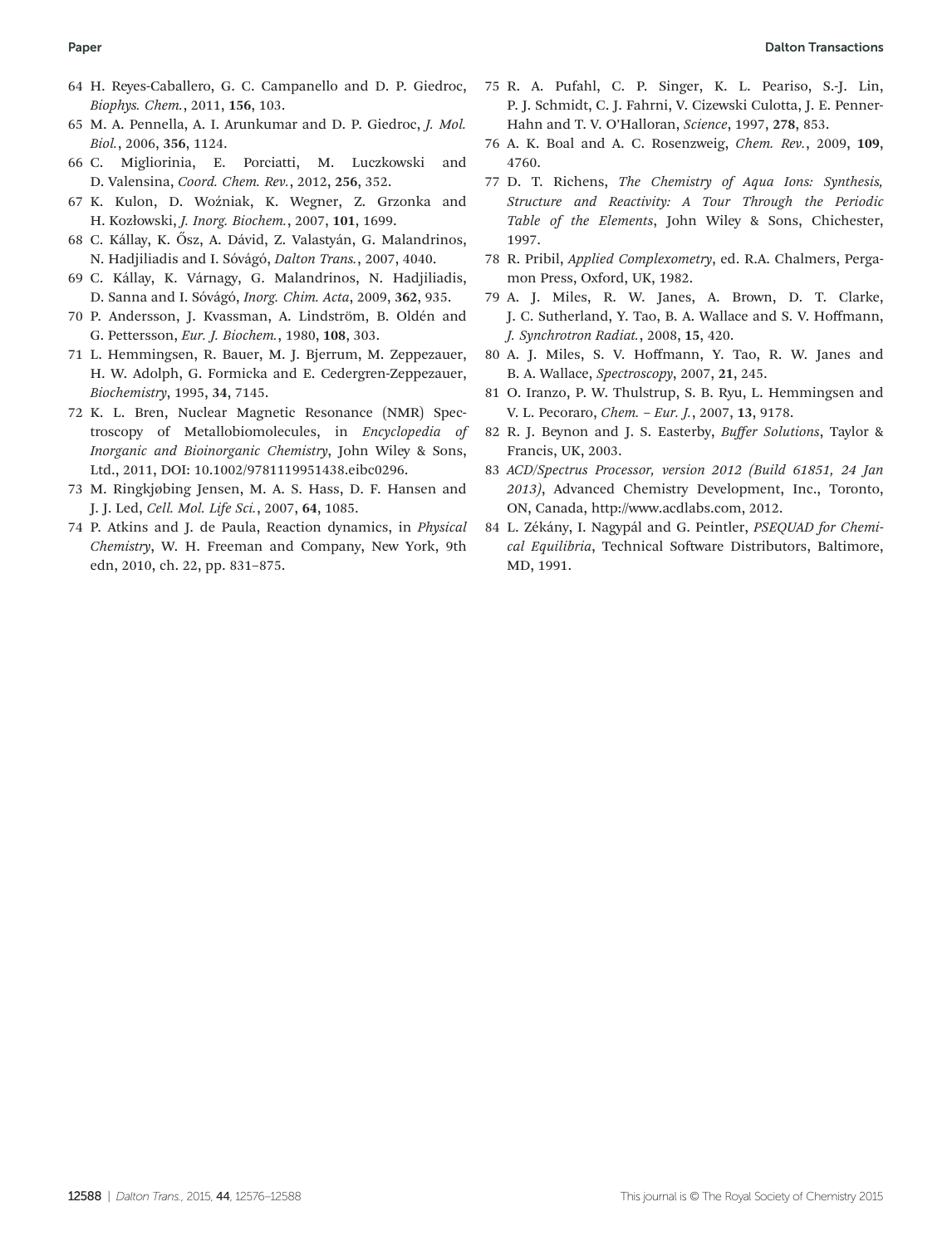64 H. Reyes-Caballero, G. C. Campanello and D. P. Giedroc, *Biophys. Chem.*, 2011, **156**, 103.

65 M. A. Pennella, A. I. Arunkumar and D. P. Giedroc, *J. Mol. Biol.*, 2006, **356**, 1124.

66 C. Migliorinia, E. Porciatti, M. Luczkowski and D. Valensina, *Coord. Chem. Rev.*, 2012, **256**, 352.

67 K. Kulon, D. Woźniak, K. Wegner, Z. Grzonka and H. Kozłowski, *J. Inorg. Biochem.*, 2007, **101**, 1699.

68 C. Kállay, K. Ősz, A. Dávid, Z. Valastyán, G. Malandrinos, N. Hadjiliadis and I. Sóvágó, *Dalton Trans.*, 2007, 4040.

69 C. Kállay, K. Várnagy, G. Malandrinos, N. Hadjiliadis, D. Sanna and I. Sóvágó, *Inorg. Chim. Acta*, 2009, **362**, 935.

70 P. Andersson, J. Kvassman, A. Lindström, B. Oldén and G. Pettersson, *Eur. J. Biochem.*, 1980, **108**, 303.

71 L. Hemmingsen, R. Bauer, M. J. Bjerrum, M. Zeppezauer, H. W. Adolph, G. Formicka and E. Cedergren-Zeppezauer, *Biochemistry*, 1995, **34**, 7145.

72 K. L. Bren, Nuclear Magnetic Resonance (NMR) Spectroscopy of Metallobiomolecules, in *Encyclopedia of Inorganic and Bioinorganic Chemistry*, John Wiley & Sons, Ltd., 2011, DOI: 10.1002/9781119951438.eibc0296.

73 M. Ringkjøbing Jensen, M. A. S. Hass, D. F. Hansen and J. J. Led, *Cell. Mol. Life Sci.*, 2007, **64**, 1085.

74 P. Atkins and J. de Paula, Reaction dynamics, in *Physical Chemistry*, W. H. Freeman and Company, New York, 9th edn, 2010, ch. 22, pp. 831–875.

75 R. A. Pufahl, C. P. Singer, K. L. Peariso, S.-J. Lin, P. J. Schmidt, C. J. Fahrni, V. Cizewski Culotta, J. E. Penner-Hahn and T. V. O'Halloran, *Science*, 1997, **278**, 853.

76 A. K. Boal and A. C. Rosenzweig, *Chem. Rev.*, 2009, **109**, 4760.

77 D. T. Richens, *The Chemistry of Aqua Ions: Synthesis, Structure and Reactivity: A Tour Through the Periodic Table of the Elements*, John Wiley & Sons, Chichester, 1997.

78 R. Pribil, *Applied Complexometry*, ed. R.A. Chalmers, Pergamon Press, Oxford, UK, 1982.

79 A. J. Miles, R. W. Janes, A. Brown, D. T. Clarke, J. C. Sutherland, Y. Tao, B. A. Wallace and S. V. Hoffmann, *J. Synchrotron Radiat.*, 2008, **15**, 420.

80 A. J. Miles, S. V. Hoffmann, Y. Tao, R. W. Janes and B. A. Wallace, *Spectroscopy*, 2007, **21**, 245.

81 O. Iranzo, P. W. Thulstrup, S. B. Ryu, L. Hemmingsen and V. L. Pecoraro, *Chem. – Eur. J.*, 2007, **13**, 9178.

82 R. J. Beynon and J. S. Easterby, *Buffer Solutions*, Taylor & Francis, UK, 2003.

83 *ACD/Spectrus Processor, version 2012 (Build 61851, 24 Jan 2013)*, Advanced Chemistry Development, Inc., Toronto, ON, Canada, http://www.acdlabs.com, 2012.

84 L. Zékány, I. Nagypál and G. Peintler, *PSEQUAD for Chemical Equilibria*, Technical Software Distributors, Baltimore, MD, 1991.